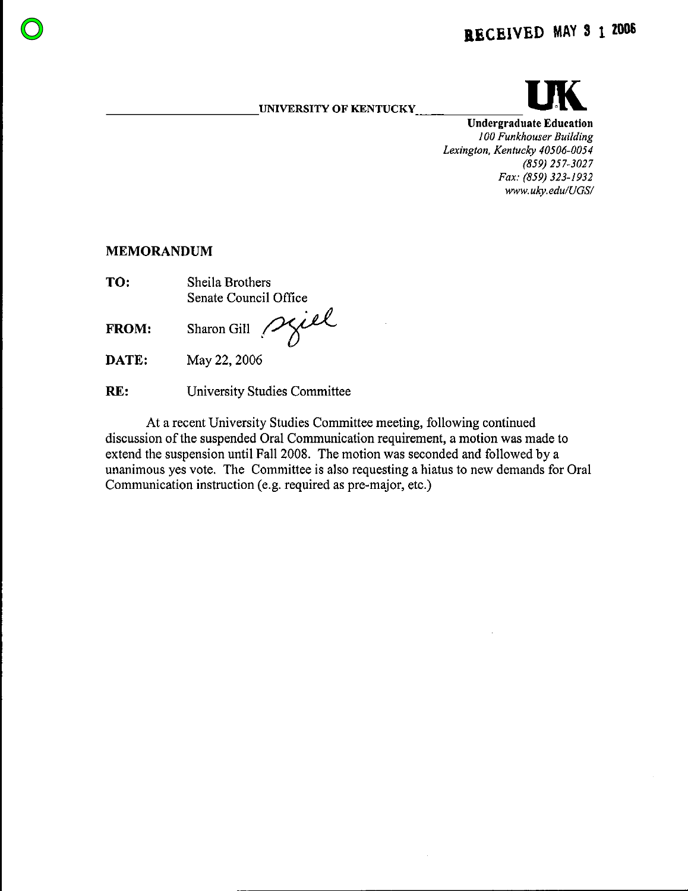RECEIVED MAY 31 2006

UNIVERSITY OF KENTUCKY

UK

**Undergraduate Education**
*100 Funkhouser Building*
*Lexington, Kentucky 40506-0054*
*(859) 257-3027*
*Fax: (859) 323-1932*
*www.uky.edu/UGS/*

## MEMORANDUM

**TO:** Sheila Brothers
Senate Council Office

**FROM:** Sharon Gill

**DATE:** May 22, 2006

**RE:** University Studies Committee

At a recent University Studies Committee meeting, following continued discussion of the suspended Oral Communication requirement, a motion was made to extend the suspension until Fall 2008. The motion was seconded and followed by a unanimous yes vote. The Committee is also requesting a hiatus to new demands for Oral Communication instruction (e.g. required as pre-major, etc.)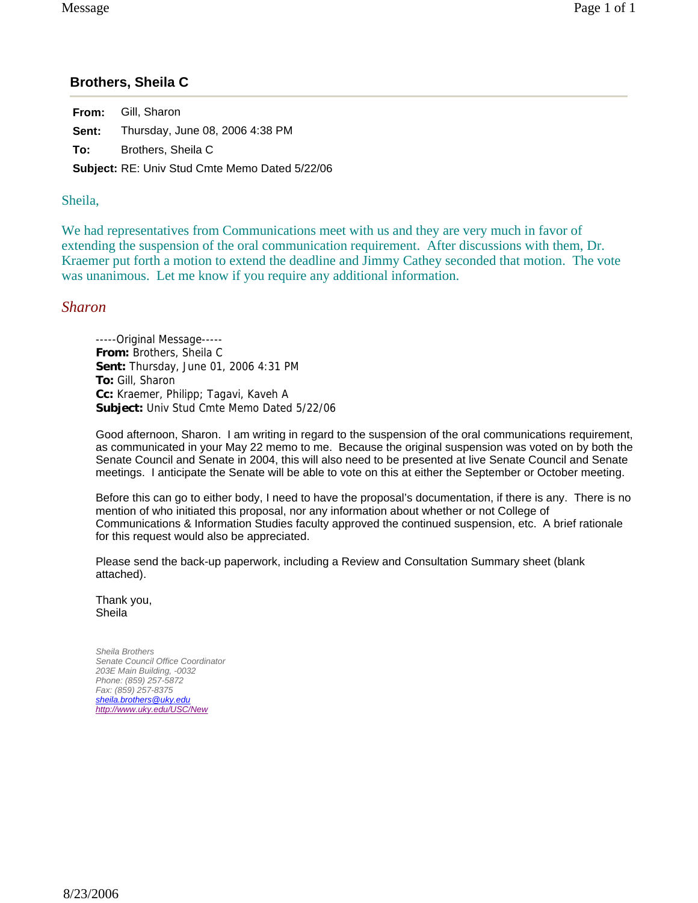## Brothers, Sheila C

**From:** Gill, Sharon
**Sent:** Thursday, June 08, 2006 4:38 PM
**To:** Brothers, Sheila C
**Subject:** RE: Univ Stud Cmte Memo Dated 5/22/06

Sheila,

We had representatives from Communications meet with us and they are very much in favor of extending the suspension of the oral communication requirement. After discussions with them, Dr. Kraemer put forth a motion to extend the deadline and Jimmy Cathey seconded that motion. The vote was unanimous. Let me know if you require any additional information.

*Sharon*

> -----Original Message-----
> **From:** Brothers, Sheila C
> **Sent:** Thursday, June 01, 2006 4:31 PM
> **To:** Gill, Sharon
> **Cc:** Kraemer, Philipp; Tagavi, Kaveh A
> **Subject:** Univ Stud Cmte Memo Dated 5/22/06
>
> Good afternoon, Sharon. I am writing in regard to the suspension of the oral communications requirement, as communicated in your May 22 memo to me. Because the original suspension was voted on by both the Senate Council and Senate in 2004, this will also need to be presented at live Senate Council and Senate meetings. I anticipate the Senate will be able to vote on this at either the September or October meeting.
>
> Before this can go to either body, I need to have the proposal's documentation, if there is any. There is no mention of who initiated this proposal, nor any information about whether or not College of Communications & Information Studies faculty approved the continued suspension, etc. A brief rationale for this request would also be appreciated.
>
> Please send the back-up paperwork, including a Review and Consultation Summary sheet (blank attached).
>
> Thank you,
> Sheila
>
> *Sheila Brothers*
> *Senate Council Office Coordinator*
> *203E Main Building, -0032*
> *Phone: (859) 257-5872*
> *Fax: (859) 257-8375*
> *sheila.brothers@uky.edu*
> *http://www.uky.edu/USC/New*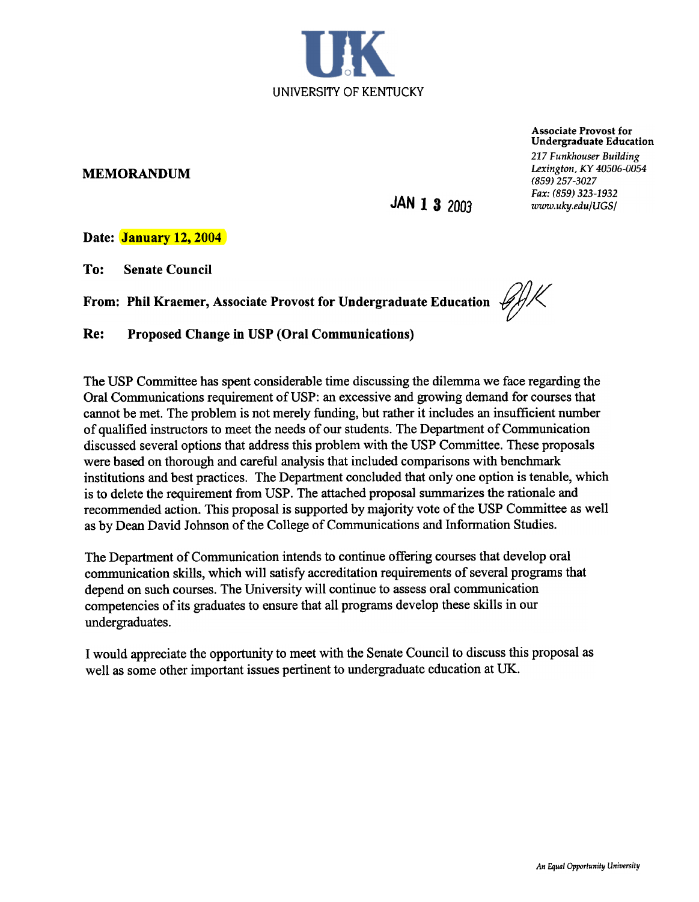UNIVERSITY OF KENTUCKY

**Associate Provost for Undergraduate Education**
*217 Funkhouser Building*
*Lexington, KY 40506-0054*
*(859) 257-3027*
*Fax: (859) 323-1932*
*www.uky.edu/UGS/*

**MEMORANDUM**

JAN 13 2003

**Date: January 12, 2004**

**To: Senate Council**

**From: Phil Kraemer, Associate Provost for Undergraduate Education**

**Re: Proposed Change in USP (Oral Communications)**

The USP Committee has spent considerable time discussing the dilemma we face regarding the Oral Communications requirement of USP: an excessive and growing demand for courses that cannot be met. The problem is not merely funding, but rather it includes an insufficient number of qualified instructors to meet the needs of our students. The Department of Communication discussed several options that address this problem with the USP Committee. These proposals were based on thorough and careful analysis that included comparisons with benchmark institutions and best practices. The Department concluded that only one option is tenable, which is to delete the requirement from USP. The attached proposal summarizes the rationale and recommended action. This proposal is supported by majority vote of the USP Committee as well as by Dean David Johnson of the College of Communications and Information Studies.

The Department of Communication intends to continue offering courses that develop oral communication skills, which will satisfy accreditation requirements of several programs that depend on such courses. The University will continue to assess oral communication competencies of its graduates to ensure that all programs develop these skills in our undergraduates.

I would appreciate the opportunity to meet with the Senate Council to discuss this proposal as well as some other important issues pertinent to undergraduate education at UK.

*An Equal Opportunity University*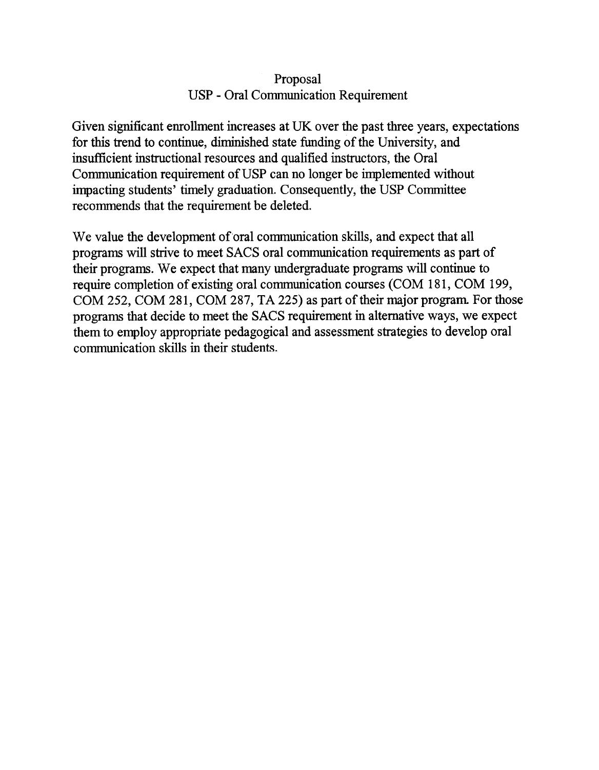# Proposal
## USP - Oral Communication Requirement

Given significant enrollment increases at UK over the past three years, expectations for this trend to continue, diminished state funding of the University, and insufficient instructional resources and qualified instructors, the Oral Communication requirement of USP can no longer be implemented without impacting students' timely graduation. Consequently, the USP Committee recommends that the requirement be deleted.

We value the development of oral communication skills, and expect that all programs will strive to meet SACS oral communication requirements as part of their programs. We expect that many undergraduate programs will continue to require completion of existing oral communication courses (COM 181, COM 199, COM 252, COM 281, COM 287, TA 225) as part of their major program. For those programs that decide to meet the SACS requirement in alternative ways, we expect them to employ appropriate pedagogical and assessment strategies to develop oral communication skills in their students.